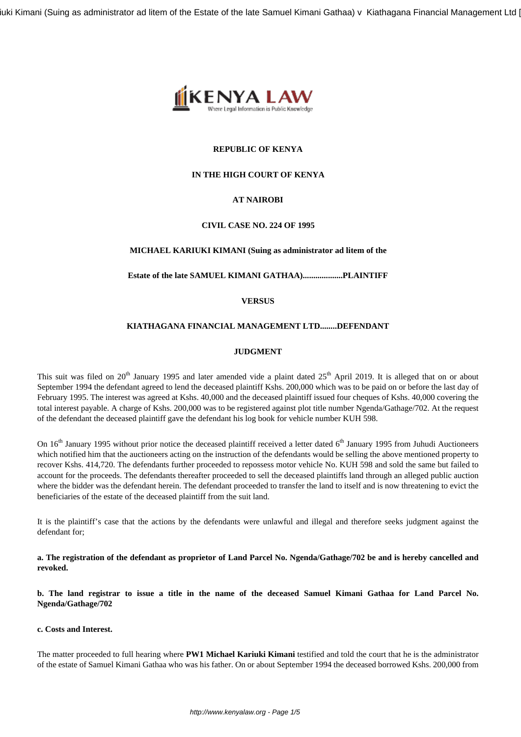**REPUBLIC OF KENYA**

**IN THE HIGH COURT OF KENYA**

**AT NAIROBI**

**CIVIL CASE NO. 224 OF 1995**

**MICHAEL KARIUKI KIMANI (Suing as administrator ad litem of the**

**Estate of the late SAMUEL KIMANI GATHAA)..................PLAINTIFF**

**VERSUS**

**KIATHAGANA FINANCIAL MANAGEMENT LTD........DEFENDANT**

**JUDGMENT**

This suit was filed on 20th January 1995 and later amended vide a plaint dated 25th April 2019. It is alleged that on or about September 1994 the defendant agreed to lend the deceased plaintiff Kshs. 200,000 which was to be paid on or before the last day of February 1995. The interest was agreed at Kshs. 40,000 and the deceased plaintiff issued four cheques of Kshs. 40,000 covering the total interest payable. A charge of Kshs. 200,000 was to be registered against plot title number Ngenda/Gathage/702. At the request of the defendant the deceased plaintiff gave the defendant his log book for vehicle number KUH 598.

On 16th January 1995 without prior notice the deceased plaintiff received a letter dated 6th January 1995 from Juhudi Auctioneers which notified him that the auctioneers acting on the instruction of the defendants would be selling the above mentioned property to recover Kshs. 414,720. The defendants further proceeded to repossess motor vehicle No. KUH 598 and sold the same but failed to account for the proceeds. The defendants thereafter proceeded to sell the deceased plaintiffs land through an alleged public auction where the bidder was the defendant herein. The defendant proceeded to transfer the land to itself and is now threatening to evict the beneficiaries of the estate of the deceased plaintiff from the suit land.

It is the plaintiff's case that the actions by the defendants were unlawful and illegal and therefore seeks judgment against the defendant for;

**a. The registration of the defendant as proprietor of Land Parcel No. Ngenda/Gathage/702 be and is hereby cancelled and revoked.**

**b. The land registrar to issue a title in the name of the deceased Samuel Kimani Gathaa for Land Parcel No. Ngenda/Gathage/702**

**c. Costs and Interest.**

The matter proceeded to full hearing where **PW1 Michael Kariuki Kimani** testified and told the court that he is the administrator of the estate of Samuel Kimani Gathaa who was his father. On or about September 1994 the deceased borrowed Kshs. 200,000 from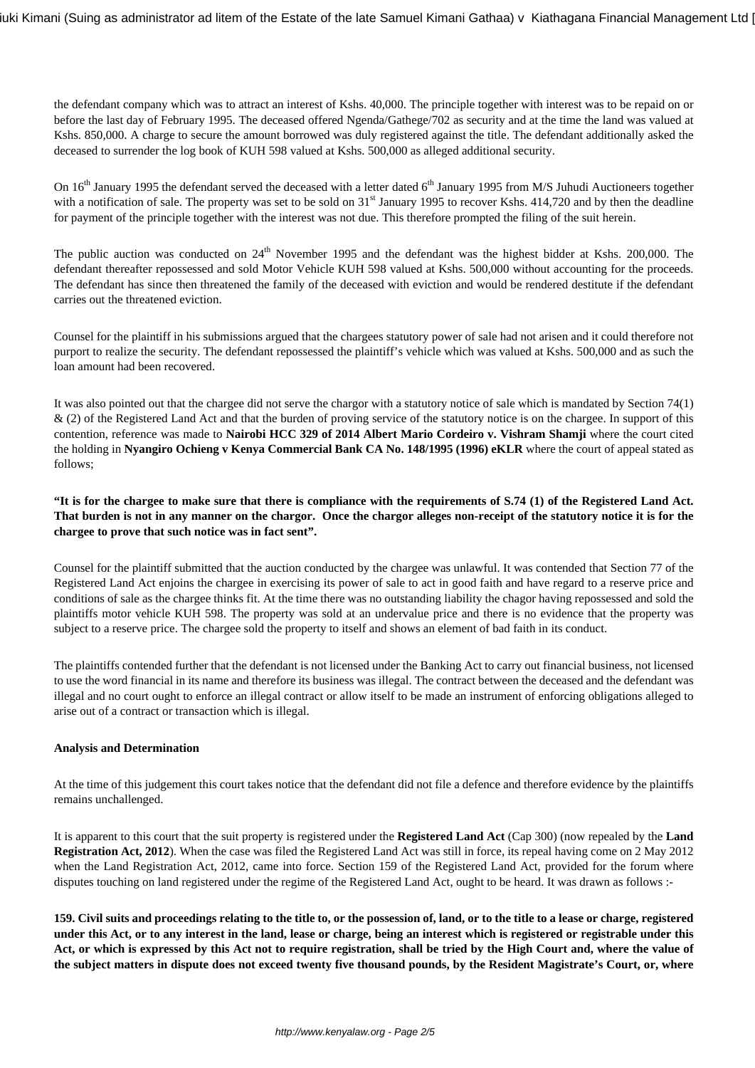the defendant company which was to attract an interest of Kshs. 40,000. The principle together with interest was to be repaid on or before the last day of February 1995. The deceased offered Ngenda/Gathege/702 as security and at the time the land was valued at Kshs. 850,000. A charge to secure the amount borrowed was duly registered against the title. The defendant additionally asked the deceased to surrender the log book of KUH 598 valued at Kshs. 500,000 as alleged additional security.

On 16th January 1995 the defendant served the deceased with a letter dated 6th January 1995 from M/S Juhudi Auctioneers together with a notification of sale. The property was set to be sold on 31st January 1995 to recover Kshs. 414,720 and by then the deadline for payment of the principle together with the interest was not due. This therefore prompted the filing of the suit herein.

The public auction was conducted on 24th November 1995 and the defendant was the highest bidder at Kshs. 200,000. The defendant thereafter repossessed and sold Motor Vehicle KUH 598 valued at Kshs. 500,000 without accounting for the proceeds. The defendant has since then threatened the family of the deceased with eviction and would be rendered destitute if the defendant carries out the threatened eviction.

Counsel for the plaintiff in his submissions argued that the chargees statutory power of sale had not arisen and it could therefore not purport to realize the security. The defendant repossessed the plaintiff's vehicle which was valued at Kshs. 500,000 and as such the loan amount had been recovered.

It was also pointed out that the chargee did not serve the chargor with a statutory notice of sale which is mandated by Section 74(1) & (2) of the Registered Land Act and that the burden of proving service of the statutory notice is on the chargee. In support of this contention, reference was made to **Nairobi HCC 329 of 2014 Albert Mario Cordeiro v. Vishram Shamji** where the court cited the holding in **Nyangiro Ochieng v Kenya Commercial Bank CA No. 148/1995 (1996) eKLR** where the court of appeal stated as follows;

**"It is for the chargee to make sure that there is compliance with the requirements of S.74 (1) of the Registered Land Act. That burden is not in any manner on the chargor. Once the chargor alleges non-receipt of the statutory notice it is for the chargee to prove that such notice was in fact sent".**

Counsel for the plaintiff submitted that the auction conducted by the chargee was unlawful. It was contended that Section 77 of the Registered Land Act enjoins the chargee in exercising its power of sale to act in good faith and have regard to a reserve price and conditions of sale as the chargee thinks fit. At the time there was no outstanding liability the chagor having repossessed and sold the plaintiffs motor vehicle KUH 598. The property was sold at an undervalue price and there is no evidence that the property was subject to a reserve price. The chargee sold the property to itself and shows an element of bad faith in its conduct.

The plaintiffs contended further that the defendant is not licensed under the Banking Act to carry out financial business, not licensed to use the word financial in its name and therefore its business was illegal. The contract between the deceased and the defendant was illegal and no court ought to enforce an illegal contract or allow itself to be made an instrument of enforcing obligations alleged to arise out of a contract or transaction which is illegal.

**Analysis and Determination**

At the time of this judgement this court takes notice that the defendant did not file a defence and therefore evidence by the plaintiffs remains unchallenged.

It is apparent to this court that the suit property is registered under the **Registered Land Act** (Cap 300) (now repealed by the **Land Registration Act, 2012**). When the case was filed the Registered Land Act was still in force, its repeal having come on 2 May 2012 when the Land Registration Act, 2012, came into force. Section 159 of the Registered Land Act, provided for the forum where disputes touching on land registered under the regime of the Registered Land Act, ought to be heard. It was drawn as follows :-

**159. Civil suits and proceedings relating to the title to, or the possession of, land, or to the title to a lease or charge, registered under this Act, or to any interest in the land, lease or charge, being an interest which is registered or registrable under this Act, or which is expressed by this Act not to require registration, shall be tried by the High Court and, where the value of the subject matters in dispute does not exceed twenty five thousand pounds, by the Resident Magistrate's Court, or, where**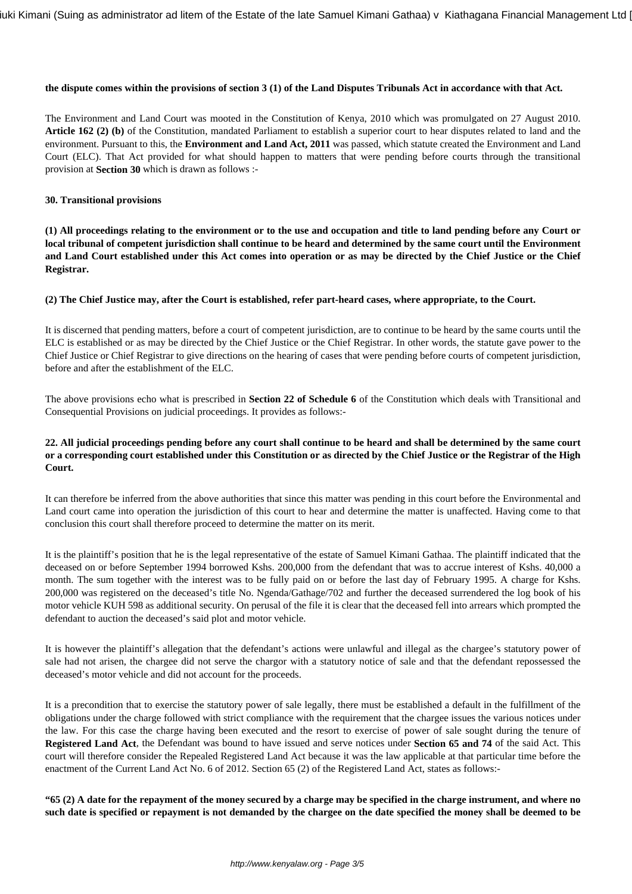**the dispute comes within the provisions of section 3 (1) of the Land Disputes Tribunals Act in accordance with that Act.**

The Environment and Land Court was mooted in the Constitution of Kenya, 2010 which was promulgated on 27 August 2010. **Article 162 (2) (b)** of the Constitution, mandated Parliament to establish a superior court to hear disputes related to land and the environment. Pursuant to this, the **Environment and Land Act, 2011** was passed, which statute created the Environment and Land Court (ELC). That Act provided for what should happen to matters that were pending before courts through the transitional provision at **Section 30** which is drawn as follows :-

**30. Transitional provisions**

**(1) All proceedings relating to the environment or to the use and occupation and title to land pending before any Court or local tribunal of competent jurisdiction shall continue to be heard and determined by the same court until the Environment and Land Court established under this Act comes into operation or as may be directed by the Chief Justice or the Chief Registrar.**

**(2) The Chief Justice may, after the Court is established, refer part-heard cases, where appropriate, to the Court.**

It is discerned that pending matters, before a court of competent jurisdiction, are to continue to be heard by the same courts until the ELC is established or as may be directed by the Chief Justice or the Chief Registrar. In other words, the statute gave power to the Chief Justice or Chief Registrar to give directions on the hearing of cases that were pending before courts of competent jurisdiction, before and after the establishment of the ELC.

The above provisions echo what is prescribed in **Section 22 of Schedule 6** of the Constitution which deals with Transitional and Consequential Provisions on judicial proceedings. It provides as follows:-

**22. All judicial proceedings pending before any court shall continue to be heard and shall be determined by the same court or a corresponding court established under this Constitution or as directed by the Chief Justice or the Registrar of the High Court.**

It can therefore be inferred from the above authorities that since this matter was pending in this court before the Environmental and Land court came into operation the jurisdiction of this court to hear and determine the matter is unaffected. Having come to that conclusion this court shall therefore proceed to determine the matter on its merit.

It is the plaintiff's position that he is the legal representative of the estate of Samuel Kimani Gathaa. The plaintiff indicated that the deceased on or before September 1994 borrowed Kshs. 200,000 from the defendant that was to accrue interest of Kshs. 40,000 a month. The sum together with the interest was to be fully paid on or before the last day of February 1995. A charge for Kshs. 200,000 was registered on the deceased's title No. Ngenda/Gathage/702 and further the deceased surrendered the log book of his motor vehicle KUH 598 as additional security. On perusal of the file it is clear that the deceased fell into arrears which prompted the defendant to auction the deceased's said plot and motor vehicle.

It is however the plaintiff's allegation that the defendant's actions were unlawful and illegal as the chargee's statutory power of sale had not arisen, the chargee did not serve the chargor with a statutory notice of sale and that the defendant repossessed the deceased's motor vehicle and did not account for the proceeds.

It is a precondition that to exercise the statutory power of sale legally, there must be established a default in the fulfillment of the obligations under the charge followed with strict compliance with the requirement that the chargee issues the various notices under the law. For this case the charge having been executed and the resort to exercise of power of sale sought during the tenure of **Registered Land Act**, the Defendant was bound to have issued and serve notices under **Section 65 and 74** of the said Act. This court will therefore consider the Repealed Registered Land Act because it was the law applicable at that particular time before the enactment of the Current Land Act No. 6 of 2012. Section 65 (2) of the Registered Land Act, states as follows:-

**"65 (2) A date for the repayment of the money secured by a charge may be specified in the charge instrument, and where no such date is specified or repayment is not demanded by the chargee on the date specified the money shall be deemed to be**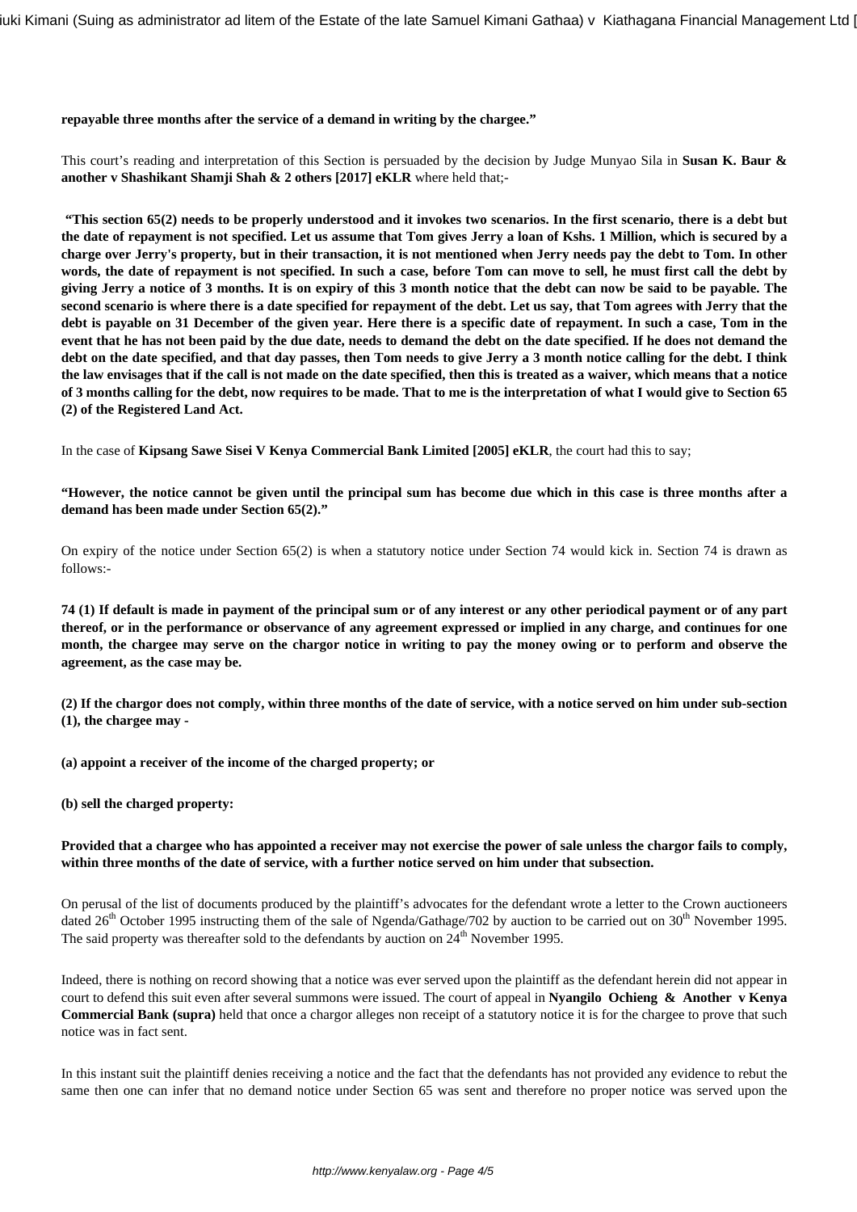**repayable three months after the service of a demand in writing by the chargee."**

This court's reading and interpretation of this Section is persuaded by the decision by Judge Munyao Sila in **Susan K. Baur & another v Shashikant Shamji Shah & 2 others [2017] eKLR** where held that;-

**"This section 65(2) needs to be properly understood and it invokes two scenarios. In the first scenario, there is a debt but the date of repayment is not specified. Let us assume that Tom gives Jerry a loan of Kshs. 1 Million, which is secured by a charge over Jerry's property, but in their transaction, it is not mentioned when Jerry needs pay the debt to Tom. In other words, the date of repayment is not specified. In such a case, before Tom can move to sell, he must first call the debt by giving Jerry a notice of 3 months. It is on expiry of this 3 month notice that the debt can now be said to be payable. The second scenario is where there is a date specified for repayment of the debt. Let us say, that Tom agrees with Jerry that the debt is payable on 31 December of the given year. Here there is a specific date of repayment. In such a case, Tom in the event that he has not been paid by the due date, needs to demand the debt on the date specified. If he does not demand the debt on the date specified, and that day passes, then Tom needs to give Jerry a 3 month notice calling for the debt. I think the law envisages that if the call is not made on the date specified, then this is treated as a waiver, which means that a notice of 3 months calling for the debt, now requires to be made. That to me is the interpretation of what I would give to Section 65 (2) of the Registered Land Act.**

In the case of **Kipsang Sawe Sisei V Kenya Commercial Bank Limited [2005] eKLR**, the court had this to say;

**"However, the notice cannot be given until the principal sum has become due which in this case is three months after a demand has been made under Section 65(2)."**

On expiry of the notice under Section 65(2) is when a statutory notice under Section 74 would kick in. Section 74 is drawn as follows:-

**74 (1) If default is made in payment of the principal sum or of any interest or any other periodical payment or of any part thereof, or in the performance or observance of any agreement expressed or implied in any charge, and continues for one month, the chargee may serve on the chargor notice in writing to pay the money owing or to perform and observe the agreement, as the case may be.**

**(2) If the chargor does not comply, within three months of the date of service, with a notice served on him under sub-section (1), the chargee may -**

**(a) appoint a receiver of the income of the charged property; or**

**(b) sell the charged property:**

**Provided that a chargee who has appointed a receiver may not exercise the power of sale unless the chargor fails to comply, within three months of the date of service, with a further notice served on him under that subsection.**

On perusal of the list of documents produced by the plaintiff's advocates for the defendant wrote a letter to the Crown auctioneers dated 26th October 1995 instructing them of the sale of Ngenda/Gathage/702 by auction to be carried out on 30th November 1995. The said property was thereafter sold to the defendants by auction on 24th November 1995.

Indeed, there is nothing on record showing that a notice was ever served upon the plaintiff as the defendant herein did not appear in court to defend this suit even after several summons were issued. The court of appeal in **Nyangilo Ochieng & Another v Kenya Commercial Bank (supra)** held that once a chargor alleges non receipt of a statutory notice it is for the chargee to prove that such notice was in fact sent.

In this instant suit the plaintiff denies receiving a notice and the fact that the defendants has not provided any evidence to rebut the same then one can infer that no demand notice under Section 65 was sent and therefore no proper notice was served upon the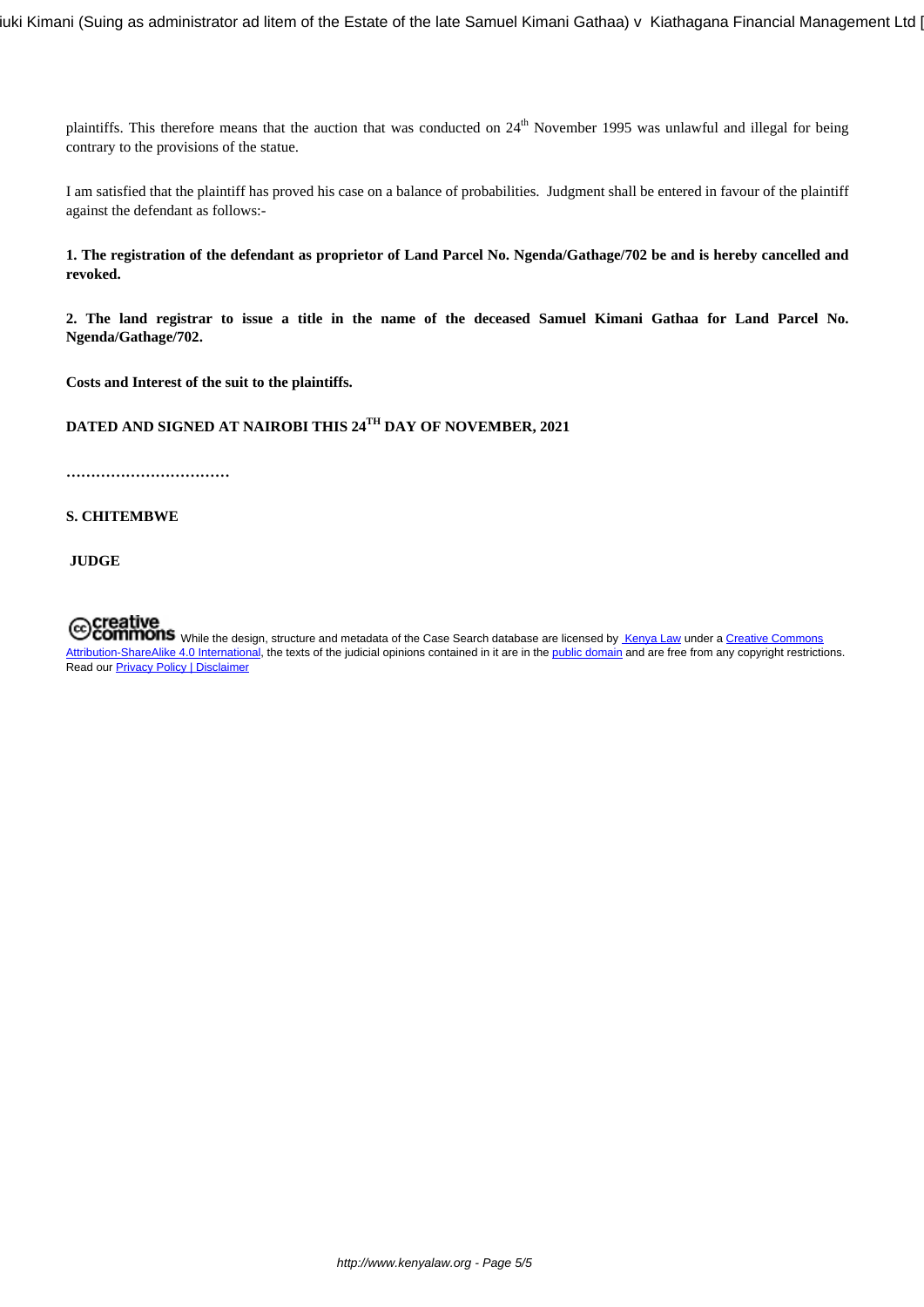plaintiffs. This therefore means that the auction that was conducted on 24th November 1995 was unlawful and illegal for being contrary to the provisions of the statue.

I am satisfied that the plaintiff has proved his case on a balance of probabilities. Judgment shall be entered in favour of the plaintiff against the defendant as follows:-

**1. The registration of the defendant as proprietor of Land Parcel No. Ngenda/Gathage/702 be and is hereby cancelled and revoked.**

**2. The land registrar to issue a title in the name of the deceased Samuel Kimani Gathaa for Land Parcel No. Ngenda/Gathage/702.**

**Costs and Interest of the suit to the plaintiffs.**

**DATED AND SIGNED AT NAIROBI THIS 24TH DAY OF NOVEMBER, 2021**

**……………………………**

**S. CHITEMBWE**

**JUDGE**

creative commons While the design, structure and metadata of the Case Search database are licensed by Kenya Law under a Creative Commons Attribution-ShareAlike 4.0 International, the texts of the judicial opinions contained in it are in the public domain and are free from any copyright restrictions. Read our Privacy Policy | Disclaimer